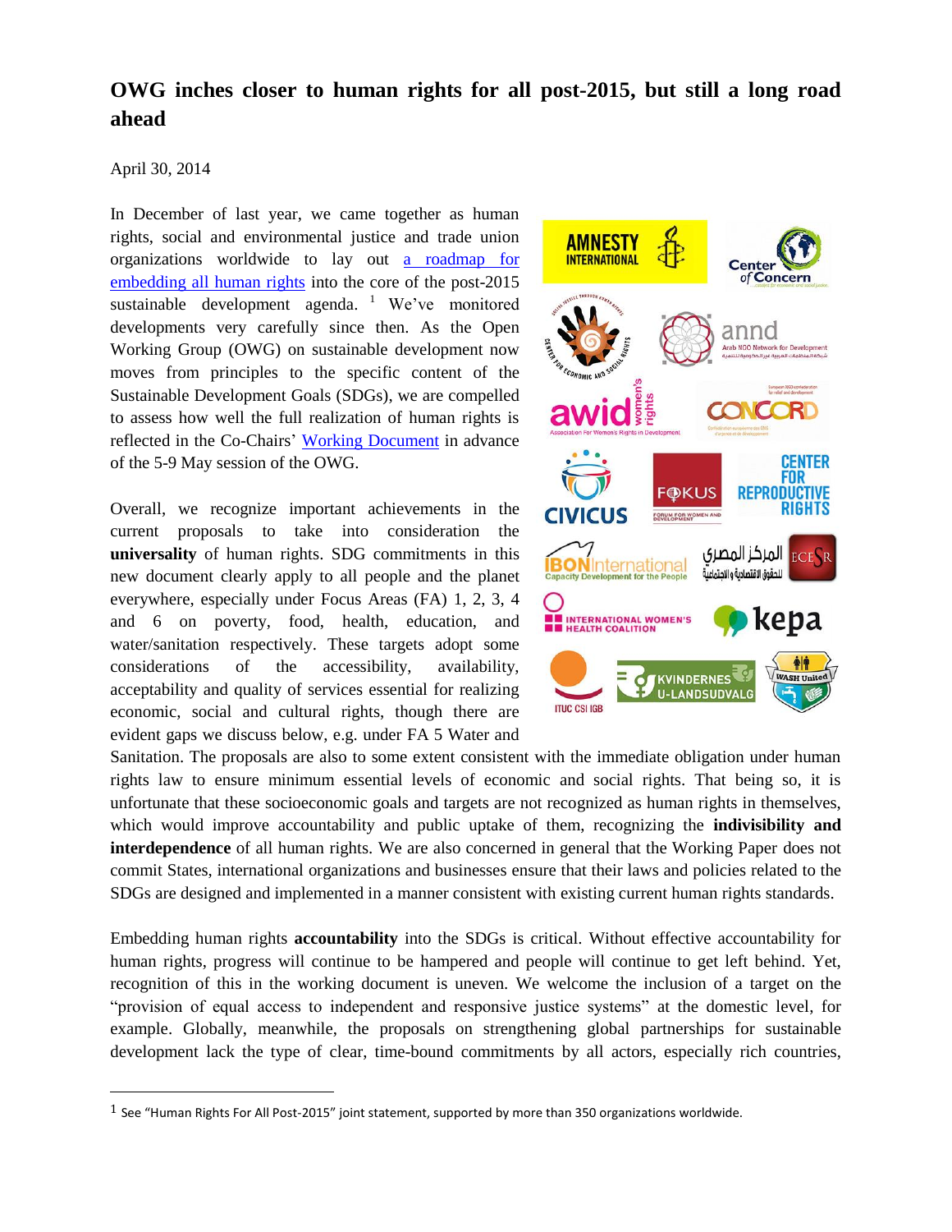# OWG inches closer to human rights for all post-2015, but still a long road ahead

April 30, 2014

In December of last year, we came together as human rights, social and environmental justice and trade union organizations worldwide to lay out [a roadmap for embedding all human rights](#) into the core of the post-2015 sustainable development agenda. [1] We've monitored developments very carefully since then. As the Open Working Group (OWG) on sustainable development now moves from principles to the specific content of the Sustainable Development Goals (SDGs), we are compelled to assess how well the full realization of human rights is reflected in the Co-Chairs' [Working Document](#) in advance of the 5-9 May session of the OWG.

Overall, we recognize important achievements in the current proposals to take into consideration the **universality** of human rights. SDG commitments in this new document clearly apply to all people and the planet everywhere, especially under Focus Areas (FA) 1, 2, 3, 4 and 6 on poverty, food, health, education, and water/sanitation respectively. These targets adopt some considerations of the accessibility, availability, acceptability and quality of services essential for realizing economic, social and cultural rights, though there are evident gaps we discuss below, e.g. under FA 5 Water and Sanitation. The proposals are also to some extent consistent with the immediate obligation under human rights law to ensure minimum essential levels of economic and social rights. That being so, it is unfortunate that these socioeconomic goals and targets are not recognized as human rights in themselves, which would improve accountability and public uptake of them, recognizing the **indivisibility and interdependence** of all human rights. We are also concerned in general that the Working Paper does not commit States, international organizations and businesses ensure that their laws and policies related to the SDGs are designed and implemented in a manner consistent with existing current human rights standards.

Embedding human rights **accountability** into the SDGs is critical. Without effective accountability for human rights, progress will continue to be hampered and people will continue to get left behind. Yet, recognition of this in the working document is uneven. We welcome the inclusion of a target on the "provision of equal access to independent and responsive justice systems" at the domestic level, for example. Globally, meanwhile, the proposals on strengthening global partnerships for sustainable development lack the type of clear, time-bound commitments by all actors, especially rich countries,

[1] See "Human Rights For All Post-2015" joint statement, supported by more than 350 organizations worldwide.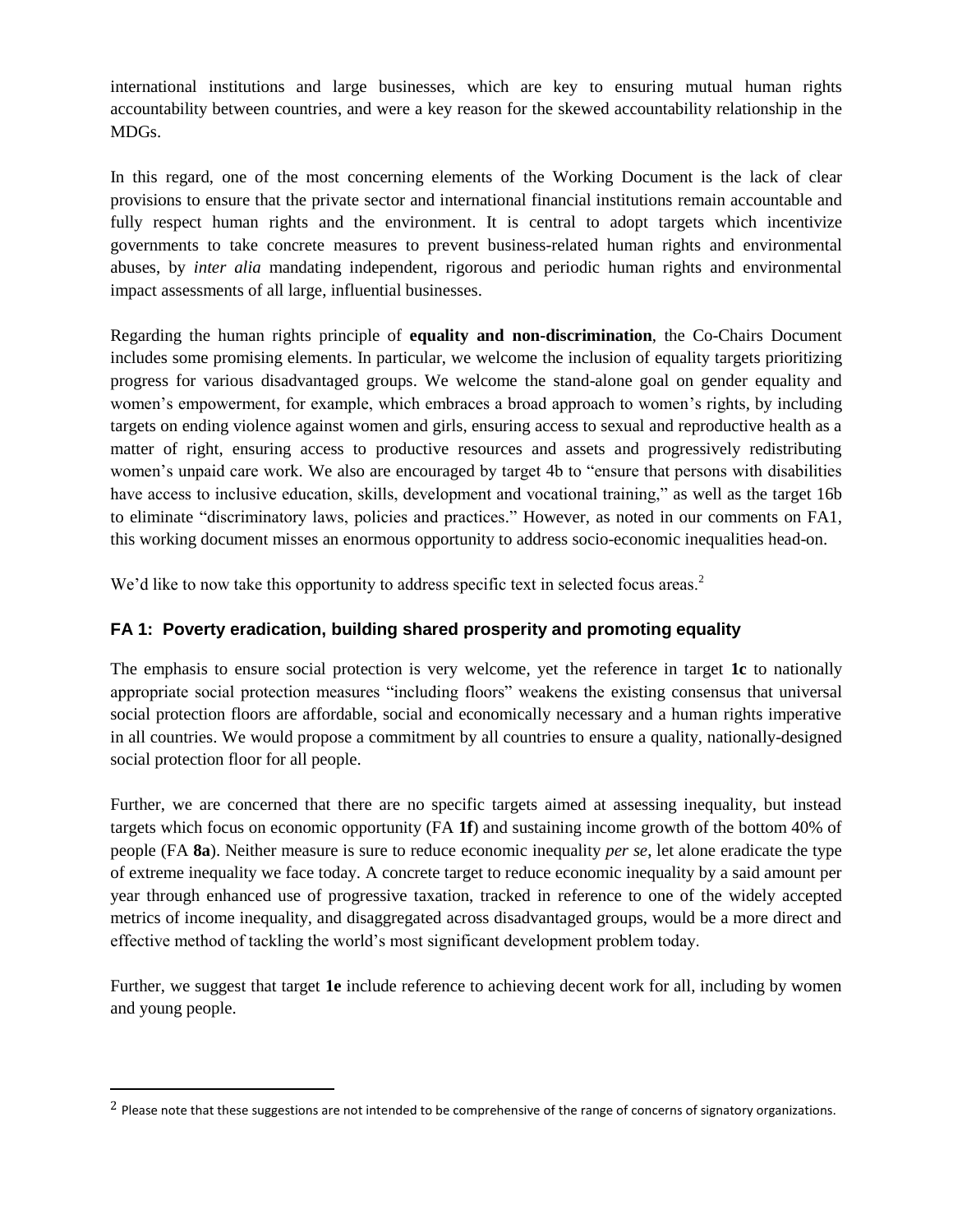international institutions and large businesses, which are key to ensuring mutual human rights accountability between countries, and were a key reason for the skewed accountability relationship in the MDGs.

In this regard, one of the most concerning elements of the Working Document is the lack of clear provisions to ensure that the private sector and international financial institutions remain accountable and fully respect human rights and the environment. It is central to adopt targets which incentivize governments to take concrete measures to prevent business-related human rights and environmental abuses, by *inter alia* mandating independent, rigorous and periodic human rights and environmental impact assessments of all large, influential businesses.

Regarding the human rights principle of **equality and non-discrimination**, the Co-Chairs Document includes some promising elements. In particular, we welcome the inclusion of equality targets prioritizing progress for various disadvantaged groups. We welcome the stand-alone goal on gender equality and women's empowerment, for example, which embraces a broad approach to women's rights, by including targets on ending violence against women and girls, ensuring access to sexual and reproductive health as a matter of right, ensuring access to productive resources and assets and progressively redistributing women's unpaid care work. We also are encouraged by target 4b to "ensure that persons with disabilities have access to inclusive education, skills, development and vocational training," as well as the target 16b to eliminate "discriminatory laws, policies and practices." However, as noted in our comments on FA1, this working document misses an enormous opportunity to address socio-economic inequalities head-on.

We'd like to now take this opportunity to address specific text in selected focus areas.[2]

### FA 1: Poverty eradication, building shared prosperity and promoting equality

The emphasis to ensure social protection is very welcome, yet the reference in target **1c** to nationally appropriate social protection measures "including floors" weakens the existing consensus that universal social protection floors are affordable, social and economically necessary and a human rights imperative in all countries. We would propose a commitment by all countries to ensure a quality, nationally-designed social protection floor for all people.

Further, we are concerned that there are no specific targets aimed at assessing inequality, but instead targets which focus on economic opportunity (FA **1f**) and sustaining income growth of the bottom 40% of people (FA **8a**). Neither measure is sure to reduce economic inequality *per se*, let alone eradicate the type of extreme inequality we face today. A concrete target to reduce economic inequality by a said amount per year through enhanced use of progressive taxation, tracked in reference to one of the widely accepted metrics of income inequality, and disaggregated across disadvantaged groups, would be a more direct and effective method of tackling the world's most significant development problem today.

Further, we suggest that target **1e** include reference to achieving decent work for all, including by women and young people.

---

[2] Please note that these suggestions are not intended to be comprehensive of the range of concerns of signatory organizations.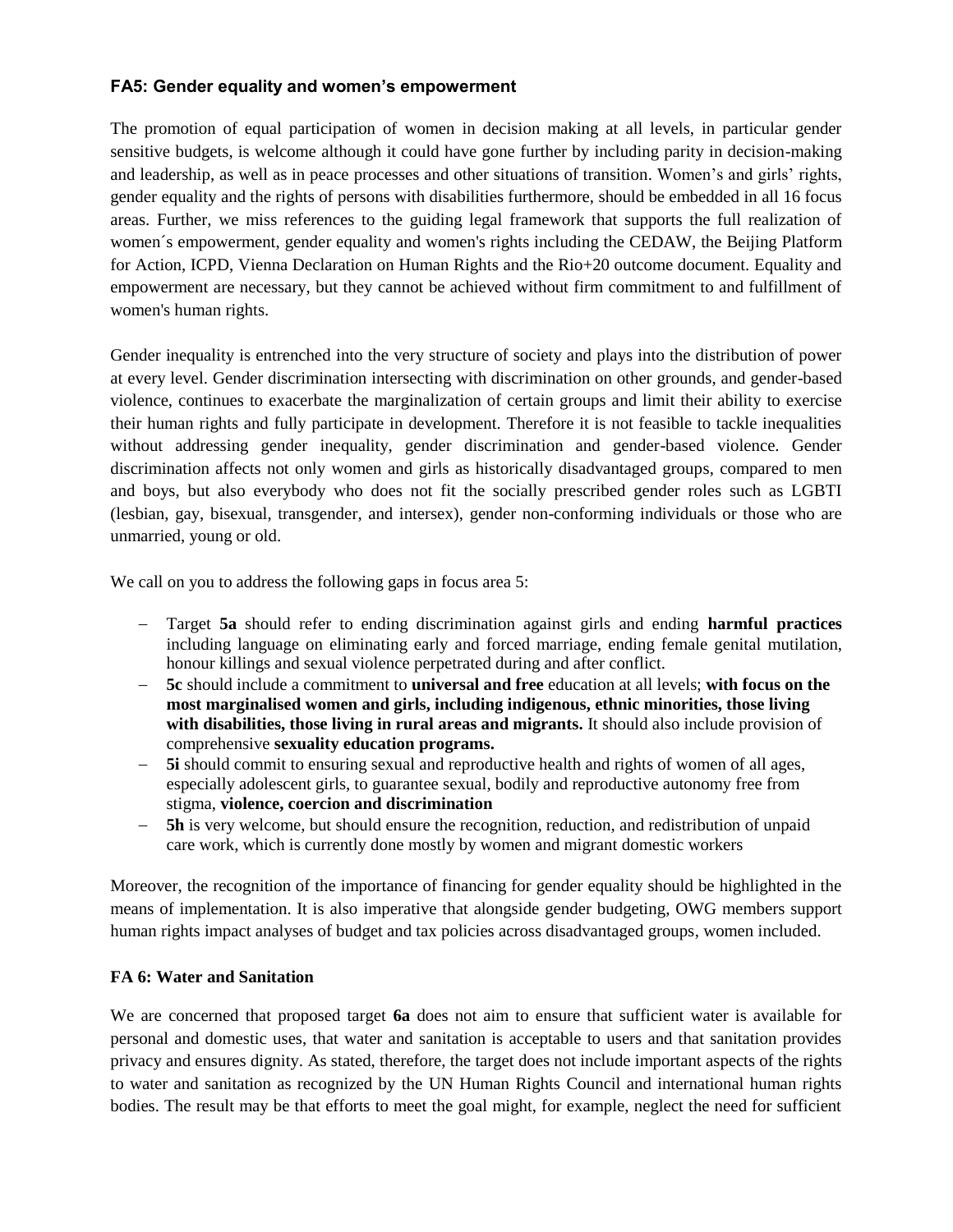### FA5: Gender equality and women's empowerment

The promotion of equal participation of women in decision making at all levels, in particular gender sensitive budgets, is welcome although it could have gone further by including parity in decision-making and leadership, as well as in peace processes and other situations of transition. Women's and girls' rights, gender equality and the rights of persons with disabilities furthermore, should be embedded in all 16 focus areas. Further, we miss references to the guiding legal framework that supports the full realization of women´s empowerment, gender equality and women's rights including the CEDAW, the Beijing Platform for Action, ICPD, Vienna Declaration on Human Rights and the Rio+20 outcome document. Equality and empowerment are necessary, but they cannot be achieved without firm commitment to and fulfillment of women's human rights.

Gender inequality is entrenched into the very structure of society and plays into the distribution of power at every level. Gender discrimination intersecting with discrimination on other grounds, and gender-based violence, continues to exacerbate the marginalization of certain groups and limit their ability to exercise their human rights and fully participate in development. Therefore it is not feasible to tackle inequalities without addressing gender inequality, gender discrimination and gender-based violence. Gender discrimination affects not only women and girls as historically disadvantaged groups, compared to men and boys, but also everybody who does not fit the socially prescribed gender roles such as LGBTI (lesbian, gay, bisexual, transgender, and intersex), gender non-conforming individuals or those who are unmarried, young or old.

We call on you to address the following gaps in focus area 5:

- Target **5a** should refer to ending discrimination against girls and ending **harmful practices** including language on eliminating early and forced marriage, ending female genital mutilation, honour killings and sexual violence perpetrated during and after conflict.
- **5c** should include a commitment to **universal and free** education at all levels; **with focus on the most marginalised women and girls, including indigenous, ethnic minorities, those living with disabilities, those living in rural areas and migrants.** It should also include provision of comprehensive **sexuality education programs.**
- **5i** should commit to ensuring sexual and reproductive health and rights of women of all ages, especially adolescent girls, to guarantee sexual, bodily and reproductive autonomy free from stigma, **violence, coercion and discrimination**
- **5h** is very welcome, but should ensure the recognition, reduction, and redistribution of unpaid care work, which is currently done mostly by women and migrant domestic workers

Moreover, the recognition of the importance of financing for gender equality should be highlighted in the means of implementation. It is also imperative that alongside gender budgeting, OWG members support human rights impact analyses of budget and tax policies across disadvantaged groups, women included.

### FA 6: Water and Sanitation

We are concerned that proposed target **6a** does not aim to ensure that sufficient water is available for personal and domestic uses, that water and sanitation is acceptable to users and that sanitation provides privacy and ensures dignity. As stated, therefore, the target does not include important aspects of the rights to water and sanitation as recognized by the UN Human Rights Council and international human rights bodies. The result may be that efforts to meet the goal might, for example, neglect the need for sufficient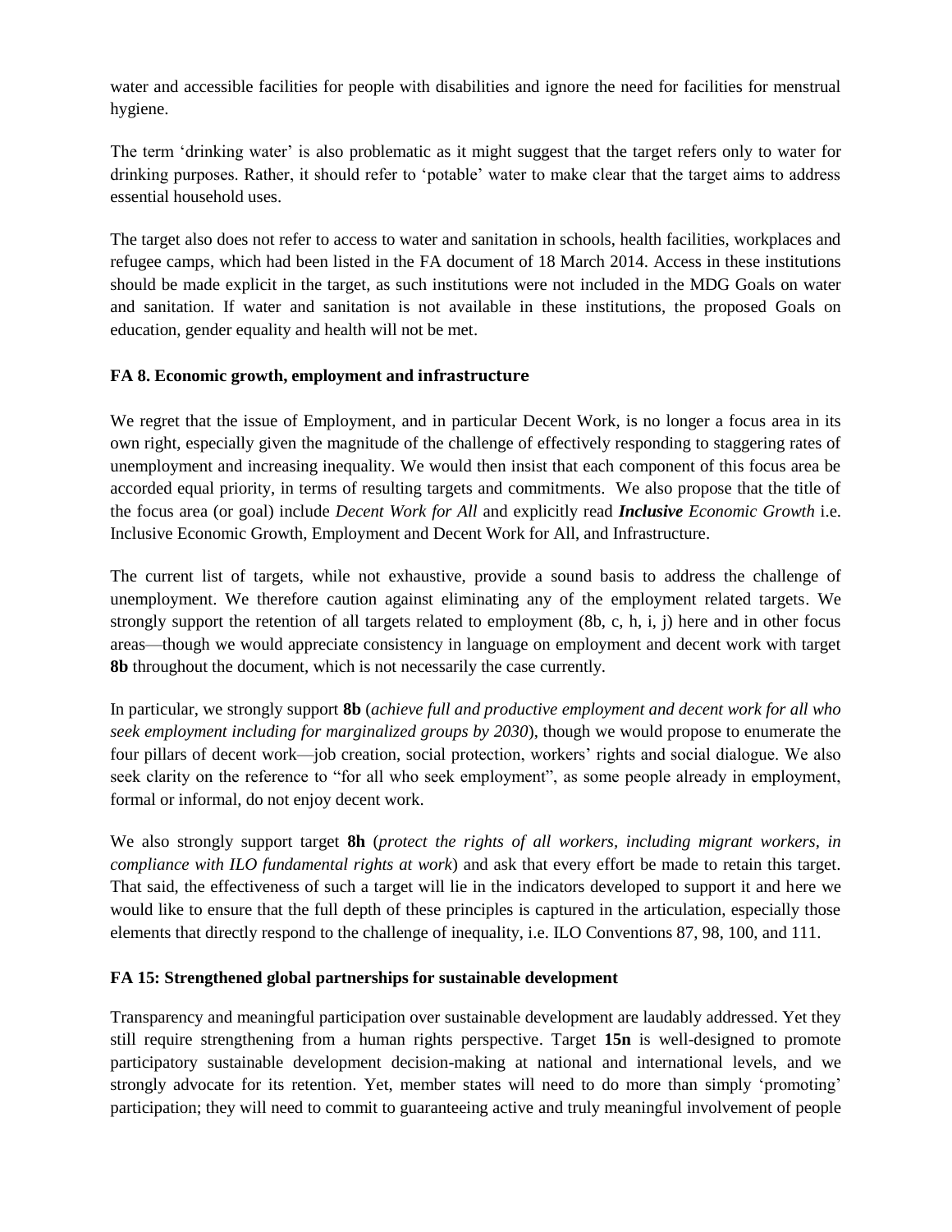water and accessible facilities for people with disabilities and ignore the need for facilities for menstrual hygiene.

The term 'drinking water' is also problematic as it might suggest that the target refers only to water for drinking purposes. Rather, it should refer to 'potable' water to make clear that the target aims to address essential household uses.

The target also does not refer to access to water and sanitation in schools, health facilities, workplaces and refugee camps, which had been listed in the FA document of 18 March 2014. Access in these institutions should be made explicit in the target, as such institutions were not included in the MDG Goals on water and sanitation. If water and sanitation is not available in these institutions, the proposed Goals on education, gender equality and health will not be met.

### FA 8. Economic growth, employment and infrastructure

We regret that the issue of Employment, and in particular Decent Work, is no longer a focus area in its own right, especially given the magnitude of the challenge of effectively responding to staggering rates of unemployment and increasing inequality. We would then insist that each component of this focus area be accorded equal priority, in terms of resulting targets and commitments. We also propose that the title of the focus area (or goal) include *Decent Work for All* and explicitly read ***Inclusive*** *Economic Growth* i.e. Inclusive Economic Growth, Employment and Decent Work for All, and Infrastructure.

The current list of targets, while not exhaustive, provide a sound basis to address the challenge of unemployment. We therefore caution against eliminating any of the employment related targets. We strongly support the retention of all targets related to employment (8b, c, h, i, j) here and in other focus areas—though we would appreciate consistency in language on employment and decent work with target **8b** throughout the document, which is not necessarily the case currently.

In particular, we strongly support **8b** (*achieve full and productive employment and decent work for all who seek employment including for marginalized groups by 2030*), though we would propose to enumerate the four pillars of decent work—job creation, social protection, workers' rights and social dialogue. We also seek clarity on the reference to "for all who seek employment", as some people already in employment, formal or informal, do not enjoy decent work.

We also strongly support target **8h** (*protect the rights of all workers, including migrant workers, in compliance with ILO fundamental rights at work*) and ask that every effort be made to retain this target. That said, the effectiveness of such a target will lie in the indicators developed to support it and here we would like to ensure that the full depth of these principles is captured in the articulation, especially those elements that directly respond to the challenge of inequality, i.e. ILO Conventions 87, 98, 100, and 111.

### FA 15: Strengthened global partnerships for sustainable development

Transparency and meaningful participation over sustainable development are laudably addressed. Yet they still require strengthening from a human rights perspective. Target **15n** is well-designed to promote participatory sustainable development decision-making at national and international levels, and we strongly advocate for its retention. Yet, member states will need to do more than simply 'promoting' participation; they will need to commit to guaranteeing active and truly meaningful involvement of people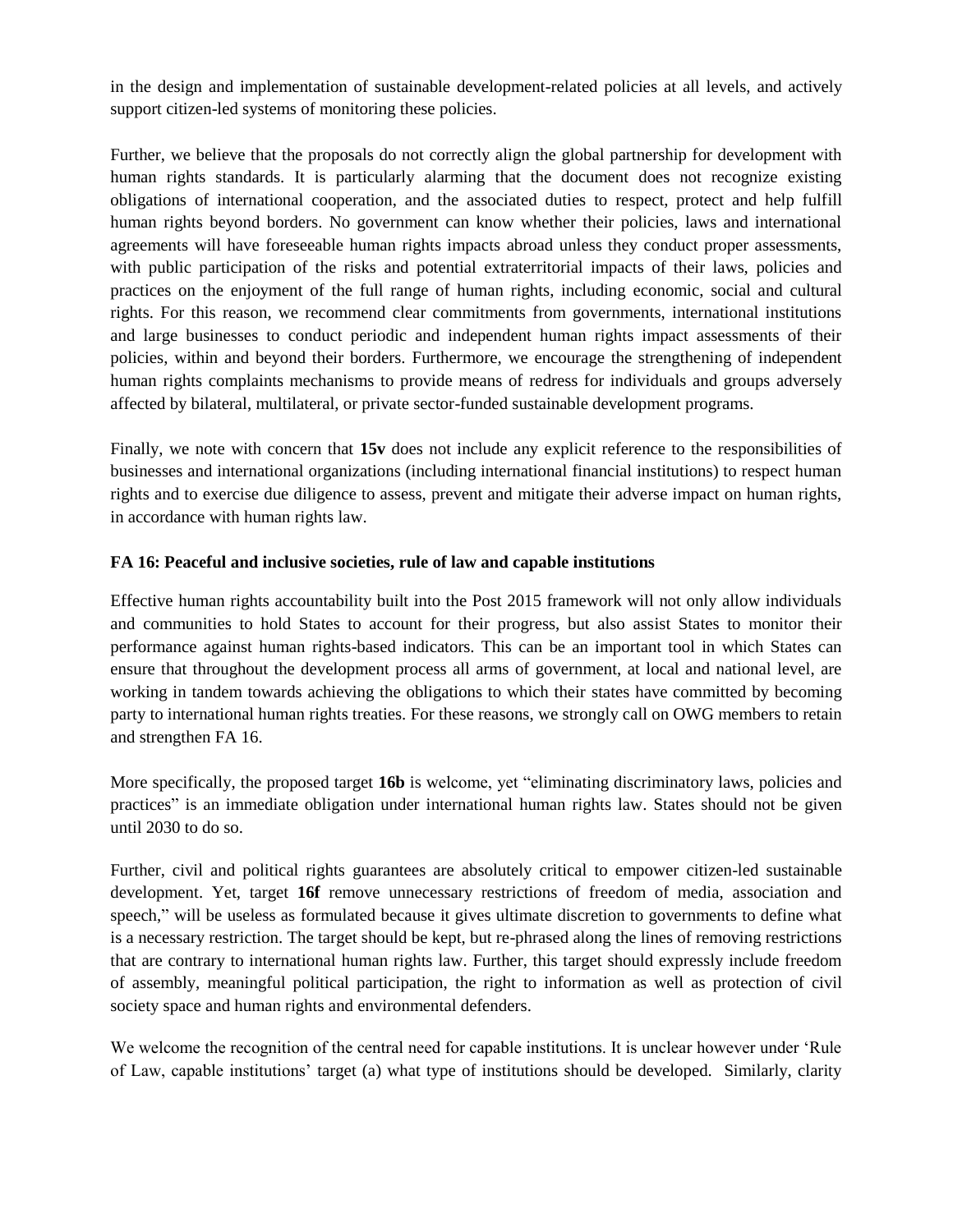in the design and implementation of sustainable development-related policies at all levels, and actively support citizen-led systems of monitoring these policies.

Further, we believe that the proposals do not correctly align the global partnership for development with human rights standards. It is particularly alarming that the document does not recognize existing obligations of international cooperation, and the associated duties to respect, protect and help fulfill human rights beyond borders. No government can know whether their policies, laws and international agreements will have foreseeable human rights impacts abroad unless they conduct proper assessments, with public participation of the risks and potential extraterritorial impacts of their laws, policies and practices on the enjoyment of the full range of human rights, including economic, social and cultural rights. For this reason, we recommend clear commitments from governments, international institutions and large businesses to conduct periodic and independent human rights impact assessments of their policies, within and beyond their borders. Furthermore, we encourage the strengthening of independent human rights complaints mechanisms to provide means of redress for individuals and groups adversely affected by bilateral, multilateral, or private sector-funded sustainable development programs.

Finally, we note with concern that **15v** does not include any explicit reference to the responsibilities of businesses and international organizations (including international financial institutions) to respect human rights and to exercise due diligence to assess, prevent and mitigate their adverse impact on human rights, in accordance with human rights law.

**FA 16: Peaceful and inclusive societies, rule of law and capable institutions**

Effective human rights accountability built into the Post 2015 framework will not only allow individuals and communities to hold States to account for their progress, but also assist States to monitor their performance against human rights-based indicators. This can be an important tool in which States can ensure that throughout the development process all arms of government, at local and national level, are working in tandem towards achieving the obligations to which their states have committed by becoming party to international human rights treaties. For these reasons, we strongly call on OWG members to retain and strengthen FA 16.

More specifically, the proposed target **16b** is welcome, yet "eliminating discriminatory laws, policies and practices" is an immediate obligation under international human rights law. States should not be given until 2030 to do so.

Further, civil and political rights guarantees are absolutely critical to empower citizen-led sustainable development. Yet, target **16f** remove unnecessary restrictions of freedom of media, association and speech," will be useless as formulated because it gives ultimate discretion to governments to define what is a necessary restriction. The target should be kept, but re-phrased along the lines of removing restrictions that are contrary to international human rights law. Further, this target should expressly include freedom of assembly, meaningful political participation, the right to information as well as protection of civil society space and human rights and environmental defenders.

We welcome the recognition of the central need for capable institutions. It is unclear however under 'Rule of Law, capable institutions' target (a) what type of institutions should be developed. Similarly, clarity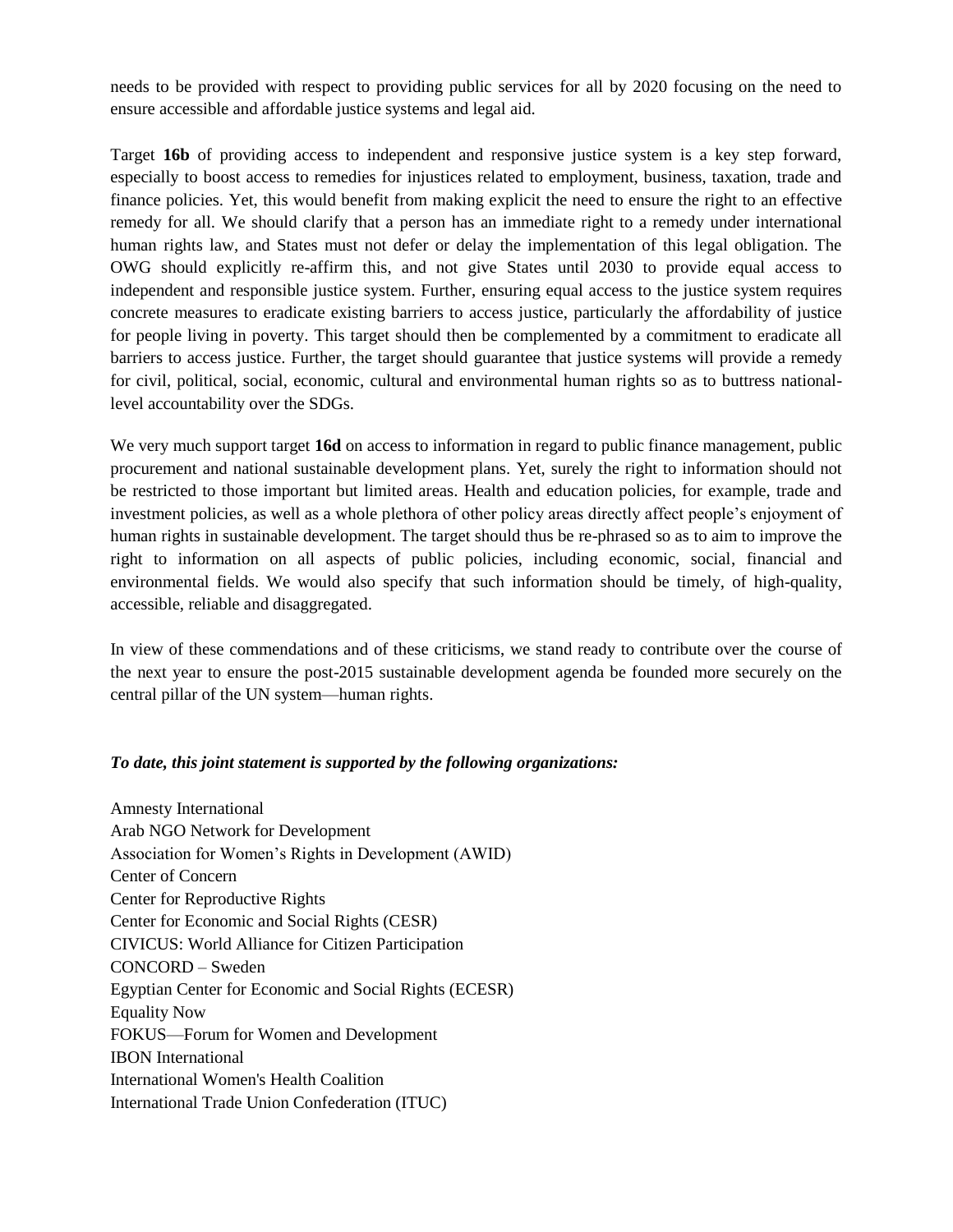needs to be provided with respect to providing public services for all by 2020 focusing on the need to ensure accessible and affordable justice systems and legal aid.

Target **16b** of providing access to independent and responsive justice system is a key step forward, especially to boost access to remedies for injustices related to employment, business, taxation, trade and finance policies. Yet, this would benefit from making explicit the need to ensure the right to an effective remedy for all. We should clarify that a person has an immediate right to a remedy under international human rights law, and States must not defer or delay the implementation of this legal obligation. The OWG should explicitly re-affirm this, and not give States until 2030 to provide equal access to independent and responsible justice system. Further, ensuring equal access to the justice system requires concrete measures to eradicate existing barriers to access justice, particularly the affordability of justice for people living in poverty. This target should then be complemented by a commitment to eradicate all barriers to access justice. Further, the target should guarantee that justice systems will provide a remedy for civil, political, social, economic, cultural and environmental human rights so as to buttress national-level accountability over the SDGs.

We very much support target **16d** on access to information in regard to public finance management, public procurement and national sustainable development plans. Yet, surely the right to information should not be restricted to those important but limited areas. Health and education policies, for example, trade and investment policies, as well as a whole plethora of other policy areas directly affect people's enjoyment of human rights in sustainable development. The target should thus be re-phrased so as to aim to improve the right to information on all aspects of public policies, including economic, social, financial and environmental fields. We would also specify that such information should be timely, of high-quality, accessible, reliable and disaggregated.

In view of these commendations and of these criticisms, we stand ready to contribute over the course of the next year to ensure the post-2015 sustainable development agenda be founded more securely on the central pillar of the UN system—human rights.

***To date, this joint statement is supported by the following organizations:***

Amnesty International
Arab NGO Network for Development
Association for Women's Rights in Development (AWID)
Center of Concern
Center for Reproductive Rights
Center for Economic and Social Rights (CESR)
CIVICUS: World Alliance for Citizen Participation
CONCORD – Sweden
Egyptian Center for Economic and Social Rights (ECESR)
Equality Now
FOKUS—Forum for Women and Development
IBON International
International Women's Health Coalition
International Trade Union Confederation (ITUC)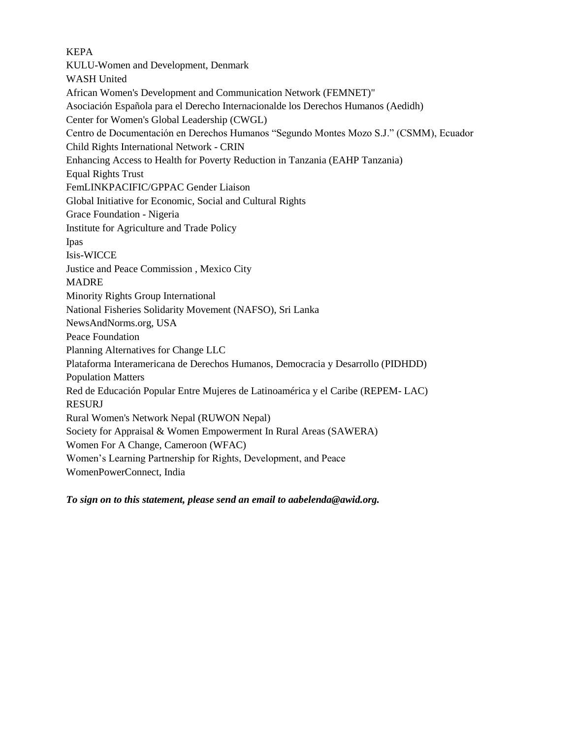KEPA
KULU-Women and Development, Denmark
WASH United
African Women's Development and Communication Network (FEMNET)"
Asociación Española para el Derecho Internacionalde los Derechos Humanos (Aedidh)
Center for Women's Global Leadership (CWGL)
Centro de Documentación en Derechos Humanos "Segundo Montes Mozo S.J." (CSMM), Ecuador
Child Rights International Network - CRIN
Enhancing Access to Health for Poverty Reduction in Tanzania (EAHP Tanzania)
Equal Rights Trust
FemLINKPACIFIC/GPPAC Gender Liaison
Global Initiative for Economic, Social and Cultural Rights
Grace Foundation - Nigeria
Institute for Agriculture and Trade Policy
Ipas
Isis-WICCE
Justice and Peace Commission , Mexico City
MADRE
Minority Rights Group International
National Fisheries Solidarity Movement (NAFSO), Sri Lanka
NewsAndNorms.org, USA
Peace Foundation
Planning Alternatives for Change LLC
Plataforma Interamericana de Derechos Humanos, Democracia y Desarrollo (PIDHDD)
Population Matters
Red de Educación Popular Entre Mujeres de Latinoamérica y el Caribe (REPEM- LAC)
RESURJ
Rural Women's Network Nepal (RUWON Nepal)
Society for Appraisal & Women Empowerment In Rural Areas (SAWERA)
Women For A Change, Cameroon (WFAC)
Women's Learning Partnership for Rights, Development, and Peace
WomenPowerConnect, India

***To sign on to this statement, please send an email to aabelenda@awid.org.***